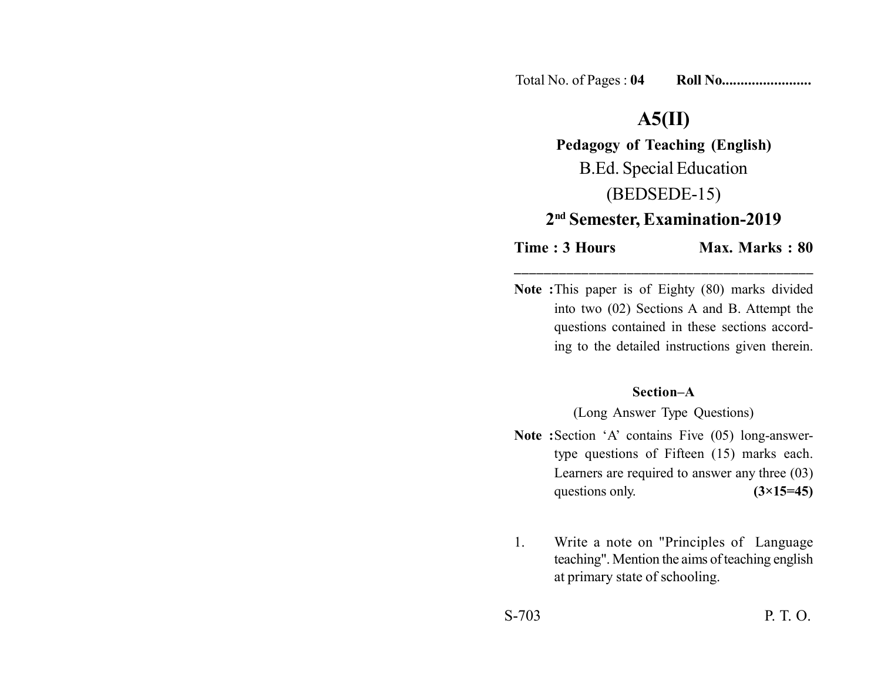Total No. of Pages : **04** **Roll No........................**

# A5(II)

## Pedagogy of Teaching (English)

B.Ed. Special Education

(BEDSEDE-15)

## 2nd Semester, Examination-2019

**Time : 3 Hours** **Max. Marks : 80**

---

**Note :** This paper is of Eighty (80) marks divided into two (02) Sections A and B. Attempt the questions contained in these sections according to the detailed instructions given therein.

### Section–A

(Long Answer Type Questions)

**Note :** Section 'A' contains Five (05) long-answer-type questions of Fifteen (15) marks each. Learners are required to answer any three (03) questions only. **(3×15=45)**

1. Write a note on "Principles of Language teaching". Mention the aims of teaching english at primary state of schooling.

S-703 P. T. O.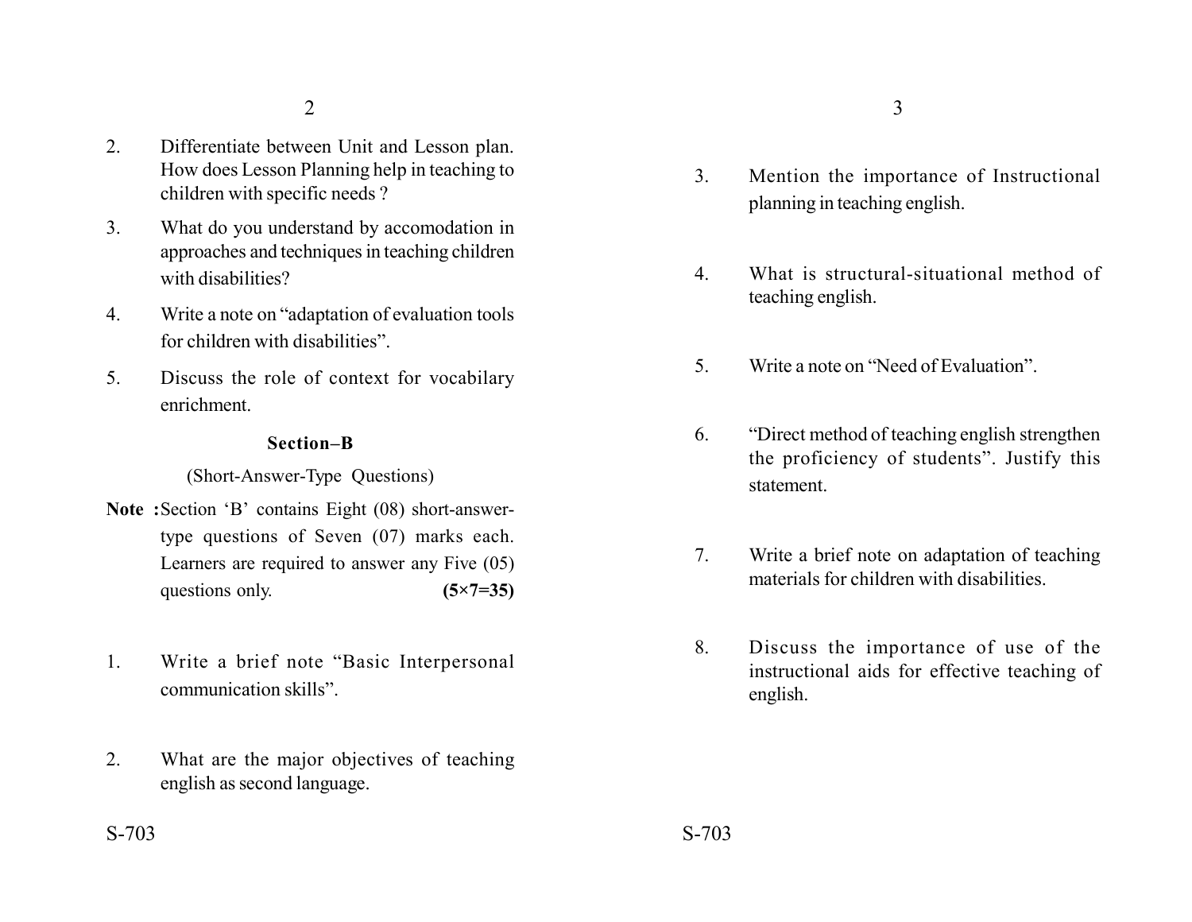2. Differentiate between Unit and Lesson plan. How does Lesson Planning help in teaching to children with specific needs ?

3. What do you understand by accomodation in approaches and techniques in teaching children with disabilities?

4. Write a note on "adaptation of evaluation tools for children with disabilities".

5. Discuss the role of context for vocabilary enrichment.

### Section–B

(Short-Answer-Type Questions)

**Note :** Section 'B' contains Eight (08) short-answer-type questions of Seven (07) marks each. Learners are required to answer any Five (05) questions only. **(5×7=35)**

1. Write a brief note "Basic Interpersonal communication skills".

2. What are the major objectives of teaching english as second language.

3. Mention the importance of Instructional planning in teaching english.

4. What is structural-situational method of teaching english.

5. Write a note on "Need of Evaluation".

6. "Direct method of teaching english strengthen the proficiency of students". Justify this statement.

7. Write a brief note on adaptation of teaching materials for children with disabilities.

8. Discuss the importance of use of the instructional aids for effective teaching of english.